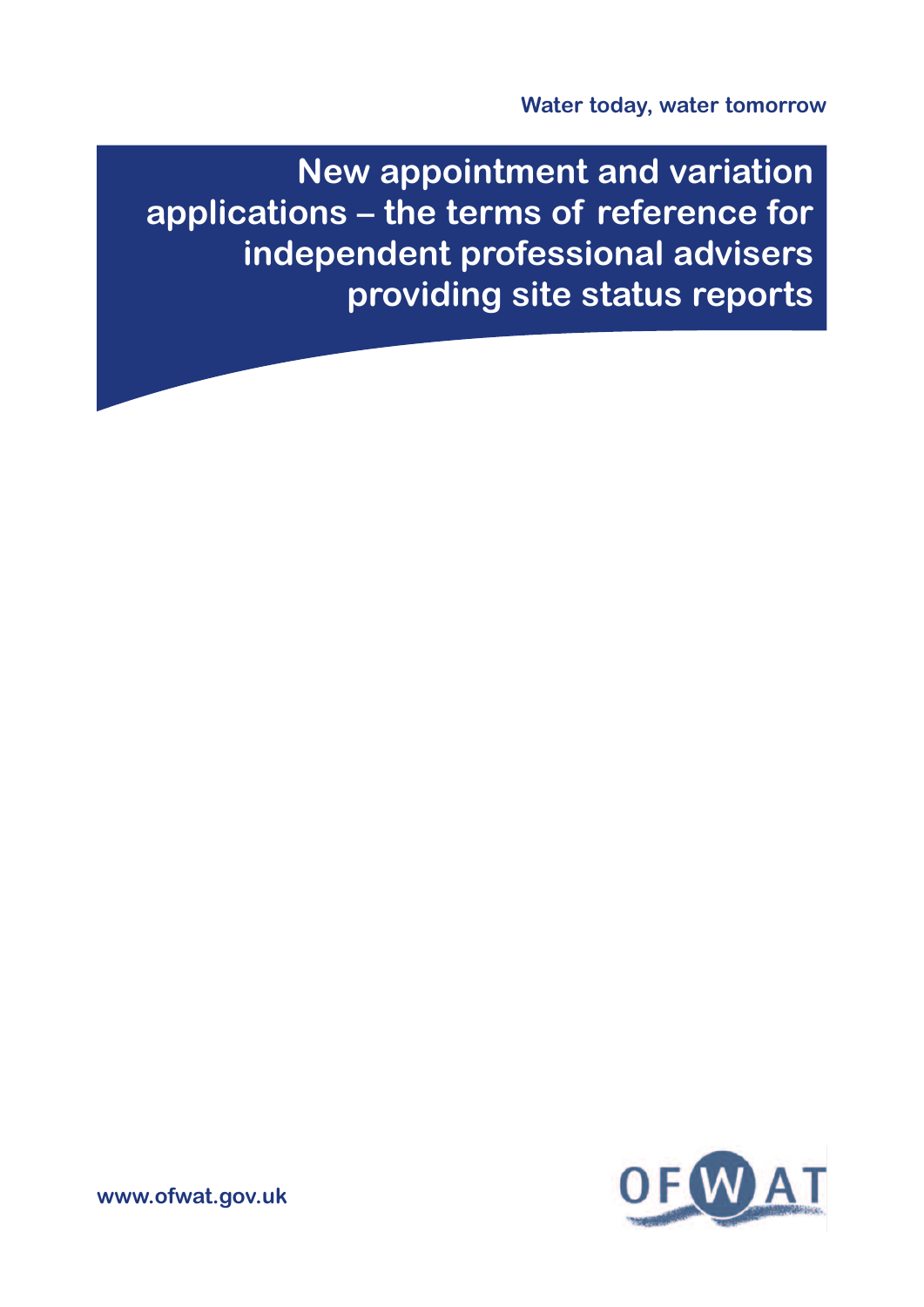Water today, water tomorrow

# New appointment and variation applications – the terms of reference for independent professional advisers providing site status reports

www.ofwat.gov.uk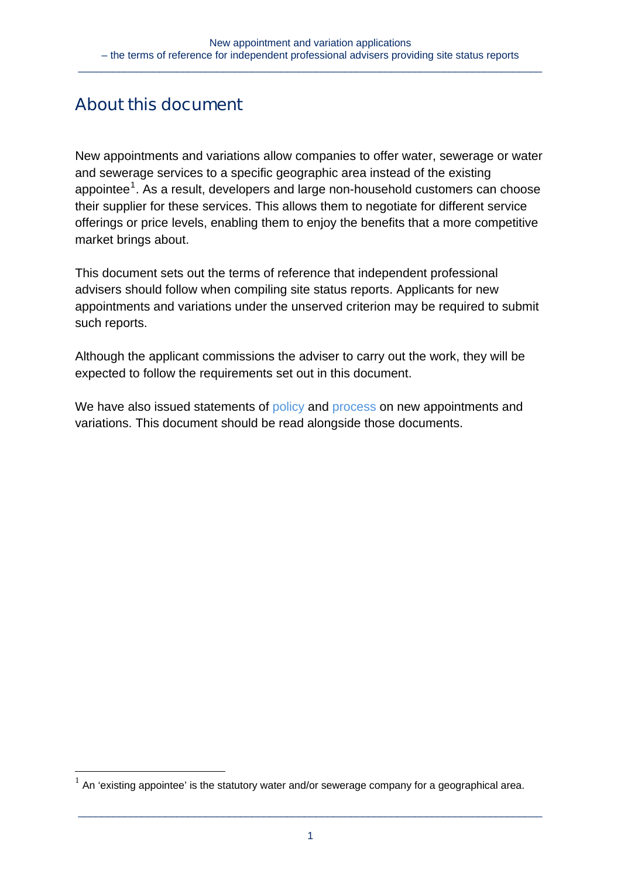## About this document

New appointments and variations allow companies to offer water, sewerage or water and sewerage services to a specific geographic area instead of the existing appointee[1]. As a result, developers and large non-household customers can choose their supplier for these services. This allows them to negotiate for different service offerings or price levels, enabling them to enjoy the benefits that a more competitive market brings about.

This document sets out the terms of reference that independent professional advisers should follow when compiling site status reports. Applicants for new appointments and variations under the unserved criterion may be required to submit such reports.

Although the applicant commissions the adviser to carry out the work, they will be expected to follow the requirements set out in this document.

We have also issued statements of policy and process on new appointments and variations. This document should be read alongside those documents.

[1] An 'existing appointee' is the statutory water and/or sewerage company for a geographical area.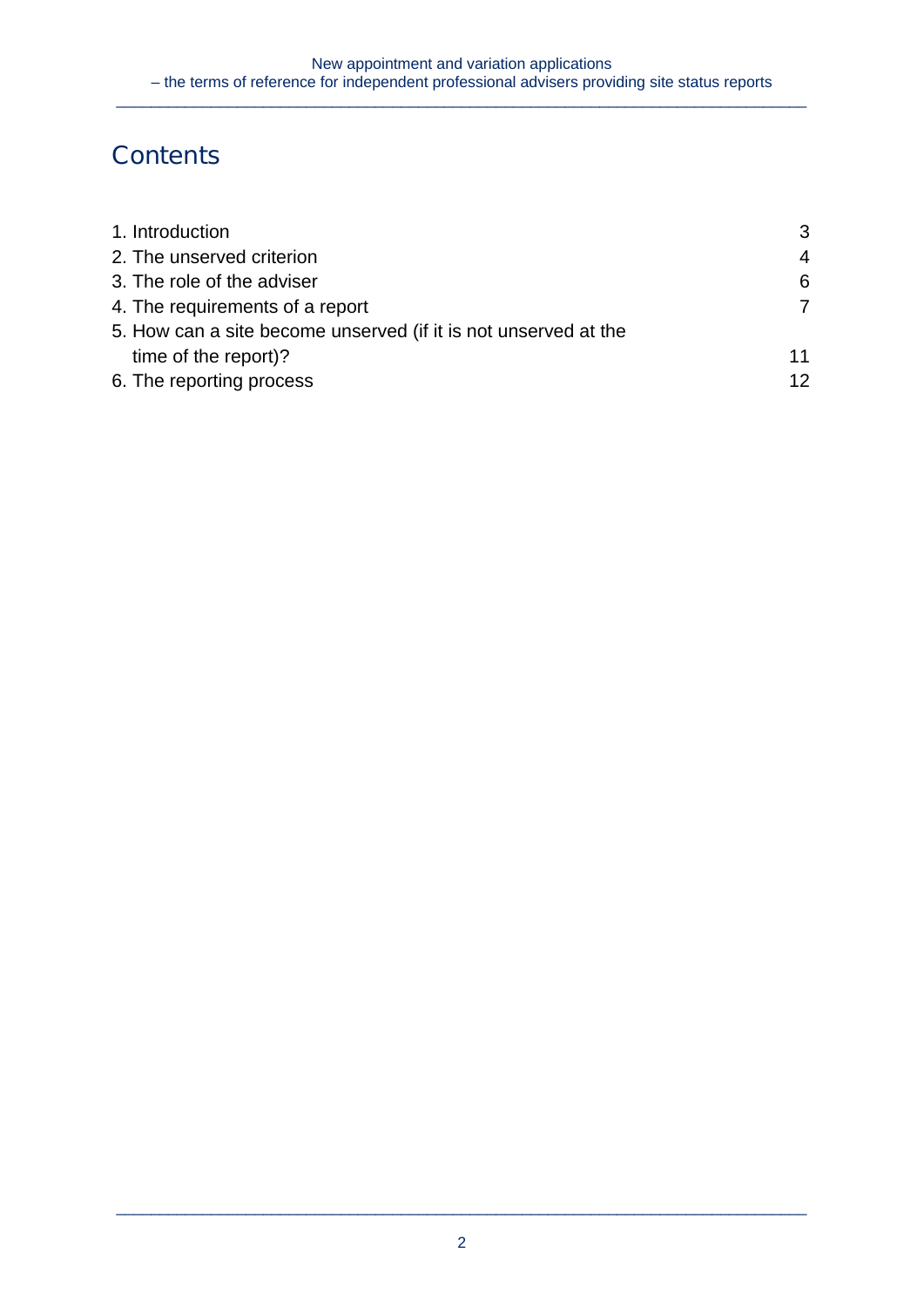# Contents

| | |
|---|---|
| 1. Introduction | 3 |
| 2. The unserved criterion | 4 |
| 3. The role of the adviser | 6 |
| 4. The requirements of a report | 7 |
| 5. How can a site become unserved (if it is not unserved at the time of the report)? | 11 |
| 6. The reporting process | 12 |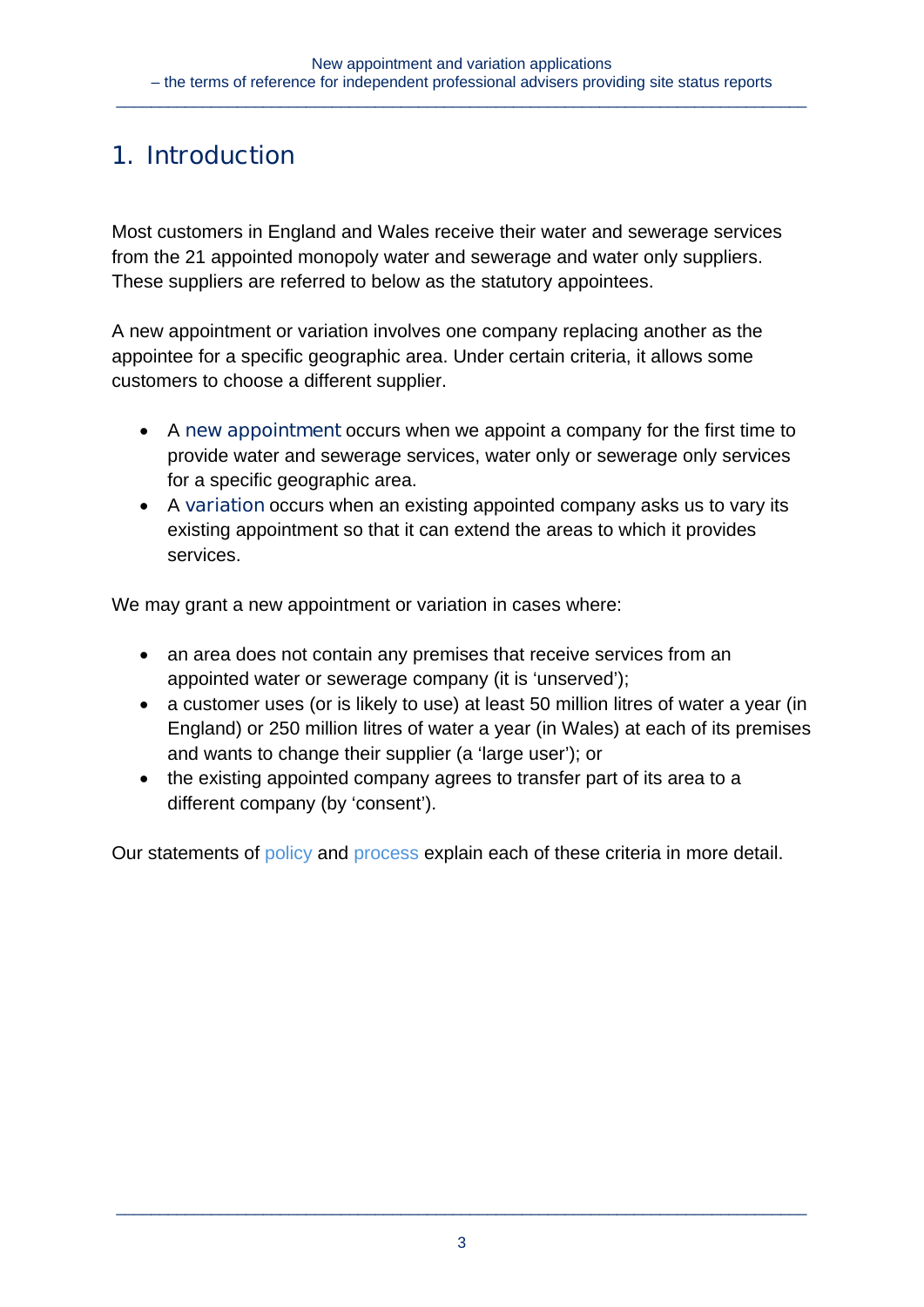# 1. Introduction

Most customers in England and Wales receive their water and sewerage services from the 21 appointed monopoly water and sewerage and water only suppliers. These suppliers are referred to below as the statutory appointees.

A new appointment or variation involves one company replacing another as the appointee for a specific geographic area. Under certain criteria, it allows some customers to choose a different supplier.

- A new appointment occurs when we appoint a company for the first time to provide water and sewerage services, water only or sewerage only services for a specific geographic area.
- A variation occurs when an existing appointed company asks us to vary its existing appointment so that it can extend the areas to which it provides services.

We may grant a new appointment or variation in cases where:

- an area does not contain any premises that receive services from an appointed water or sewerage company (it is 'unserved');
- a customer uses (or is likely to use) at least 50 million litres of water a year (in England) or 250 million litres of water a year (in Wales) at each of its premises and wants to change their supplier (a 'large user'); or
- the existing appointed company agrees to transfer part of its area to a different company (by 'consent').

Our statements of policy and process explain each of these criteria in more detail.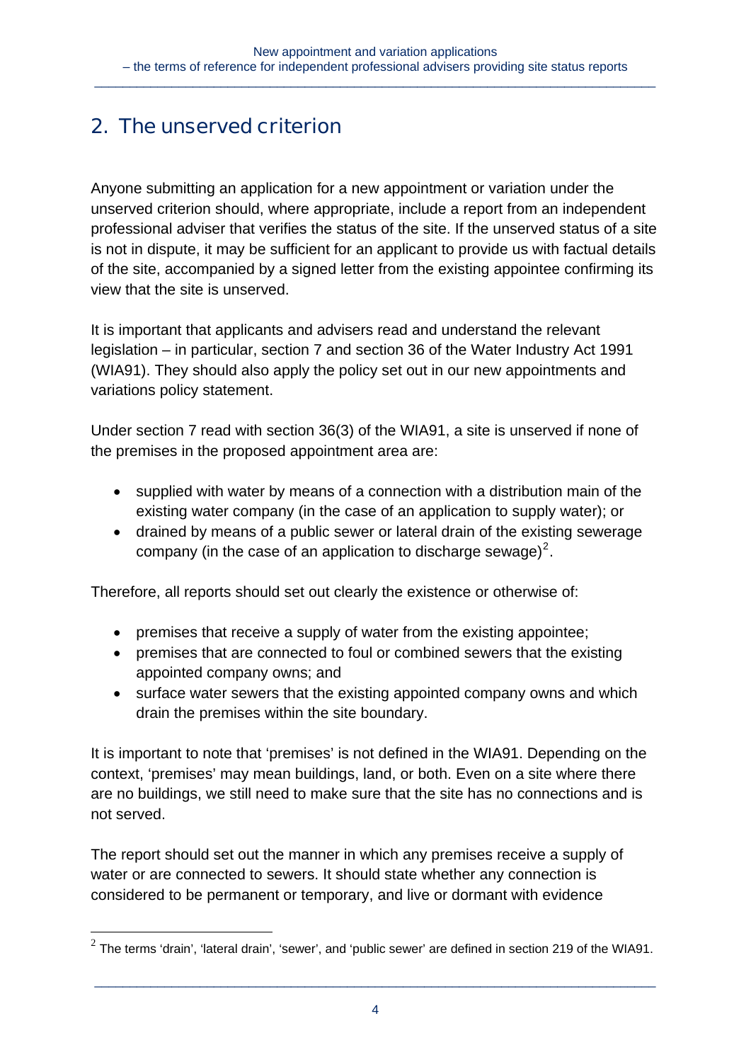## 2. The unserved criterion

Anyone submitting an application for a new appointment or variation under the unserved criterion should, where appropriate, include a report from an independent professional adviser that verifies the status of the site. If the unserved status of a site is not in dispute, it may be sufficient for an applicant to provide us with factual details of the site, accompanied by a signed letter from the existing appointee confirming its view that the site is unserved.

It is important that applicants and advisers read and understand the relevant legislation – in particular, section 7 and section 36 of the Water Industry Act 1991 (WIA91). They should also apply the policy set out in our new appointments and variations policy statement.

Under section 7 read with section 36(3) of the WIA91, a site is unserved if none of the premises in the proposed appointment area are:

- supplied with water by means of a connection with a distribution main of the existing water company (in the case of an application to supply water); or
- drained by means of a public sewer or lateral drain of the existing sewerage company (in the case of an application to discharge sewage)[2].

Therefore, all reports should set out clearly the existence or otherwise of:

- premises that receive a supply of water from the existing appointee;
- premises that are connected to foul or combined sewers that the existing appointed company owns; and
- surface water sewers that the existing appointed company owns and which drain the premises within the site boundary.

It is important to note that 'premises' is not defined in the WIA91. Depending on the context, 'premises' may mean buildings, land, or both. Even on a site where there are no buildings, we still need to make sure that the site has no connections and is not served.

The report should set out the manner in which any premises receive a supply of water or are connected to sewers. It should state whether any connection is considered to be permanent or temporary, and live or dormant with evidence

[2] The terms 'drain', 'lateral drain', 'sewer', and 'public sewer' are defined in section 219 of the WIA91.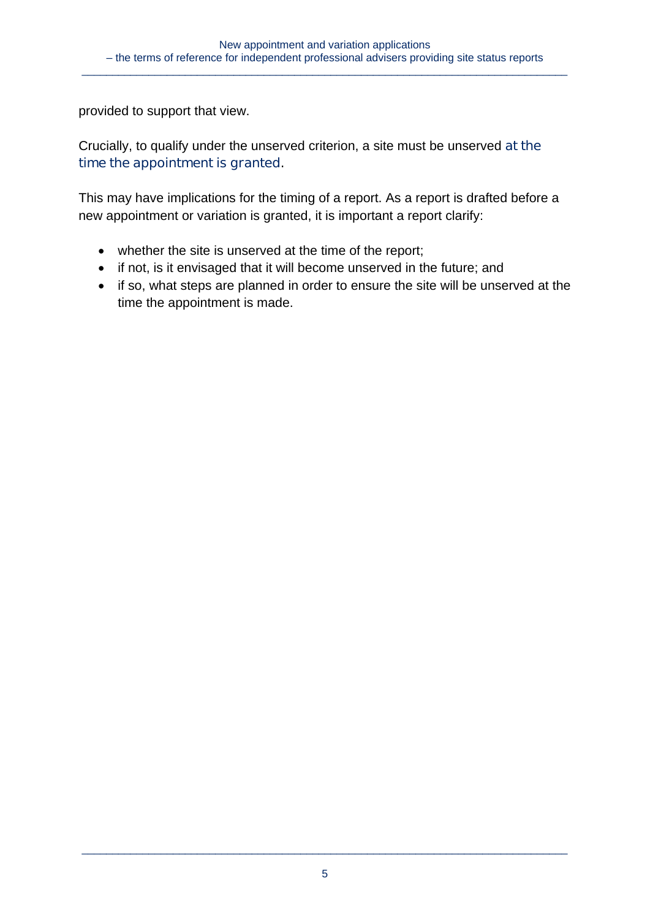provided to support that view.

Crucially, to qualify under the unserved criterion, a site must be unserved at the time the appointment is granted.

This may have implications for the timing of a report. As a report is drafted before a new appointment or variation is granted, it is important a report clarify:

- whether the site is unserved at the time of the report;
- if not, is it envisaged that it will become unserved in the future; and
- if so, what steps are planned in order to ensure the site will be unserved at the time the appointment is made.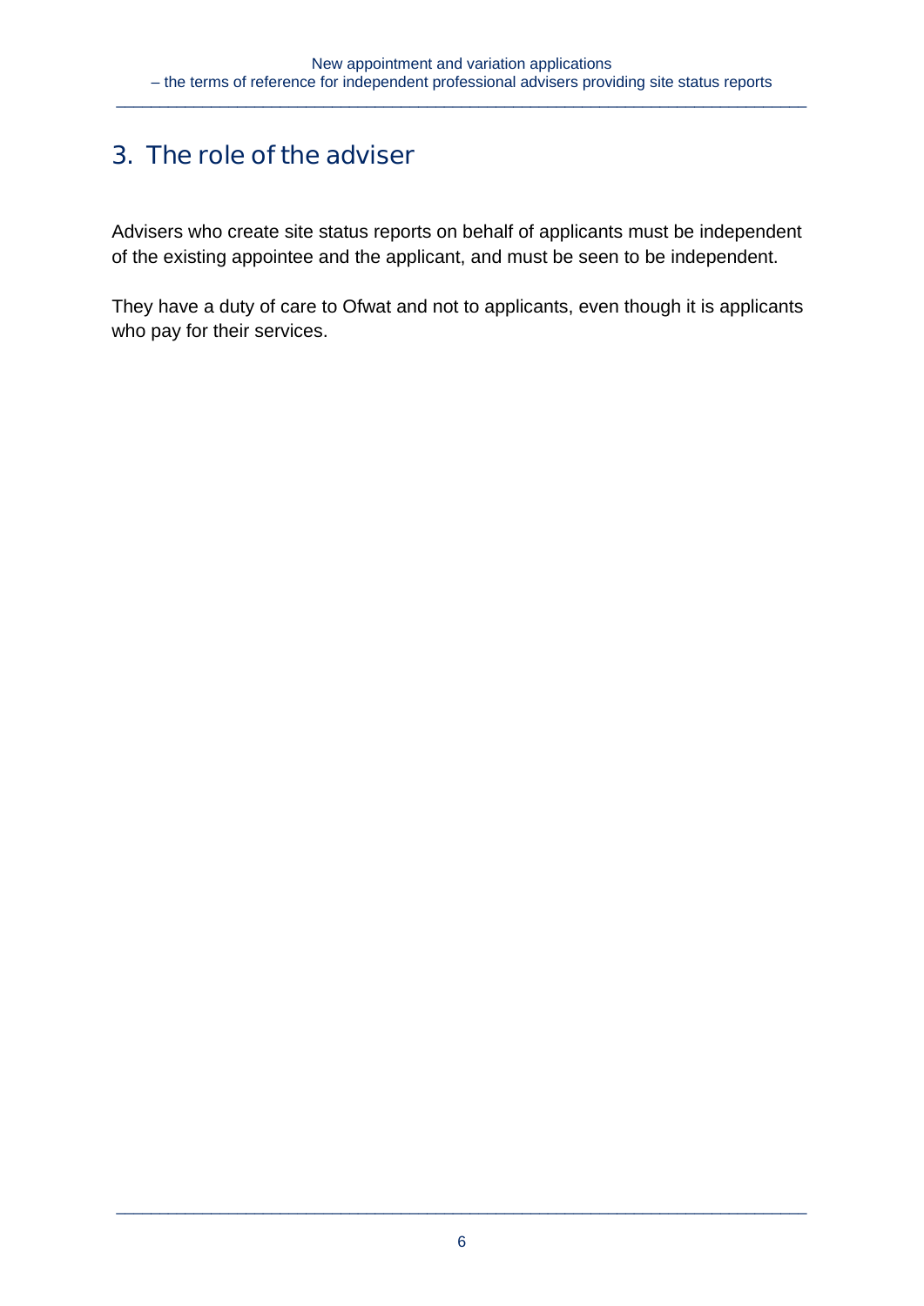## 3. The role of the adviser

Advisers who create site status reports on behalf of applicants must be independent of the existing appointee and the applicant, and must be seen to be independent.

They have a duty of care to Ofwat and not to applicants, even though it is applicants who pay for their services.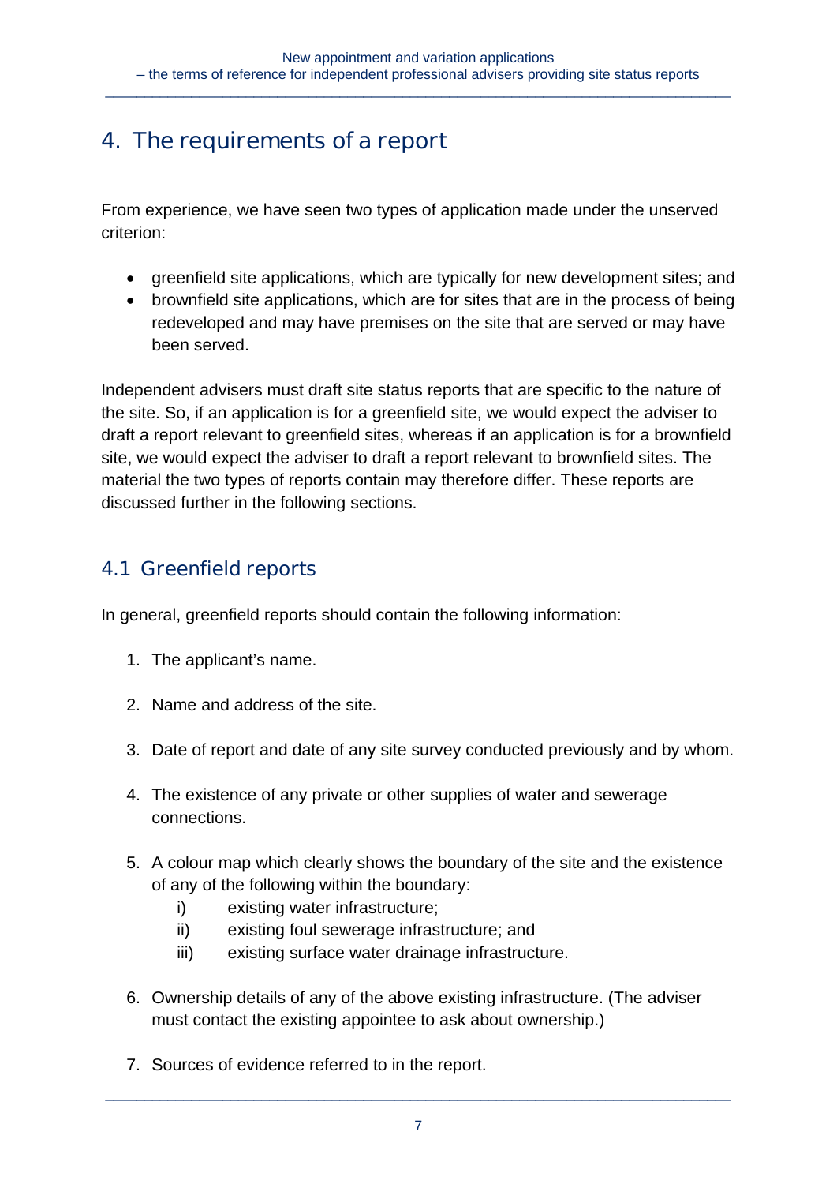## 4. The requirements of a report

From experience, we have seen two types of application made under the unserved criterion:

- greenfield site applications, which are typically for new development sites; and
- brownfield site applications, which are for sites that are in the process of being redeveloped and may have premises on the site that are served or may have been served.

Independent advisers must draft site status reports that are specific to the nature of the site. So, if an application is for a greenfield site, we would expect the adviser to draft a report relevant to greenfield sites, whereas if an application is for a brownfield site, we would expect the adviser to draft a report relevant to brownfield sites. The material the two types of reports contain may therefore differ. These reports are discussed further in the following sections.

### 4.1 Greenfield reports

In general, greenfield reports should contain the following information:

1. The applicant's name.

2. Name and address of the site.

3. Date of report and date of any site survey conducted previously and by whom.

4. The existence of any private or other supplies of water and sewerage connections.

5. A colour map which clearly shows the boundary of the site and the existence of any of the following within the boundary:
   i) existing water infrastructure;
   ii) existing foul sewerage infrastructure; and
   iii) existing surface water drainage infrastructure.

6. Ownership details of any of the above existing infrastructure. (The adviser must contact the existing appointee to ask about ownership.)

7. Sources of evidence referred to in the report.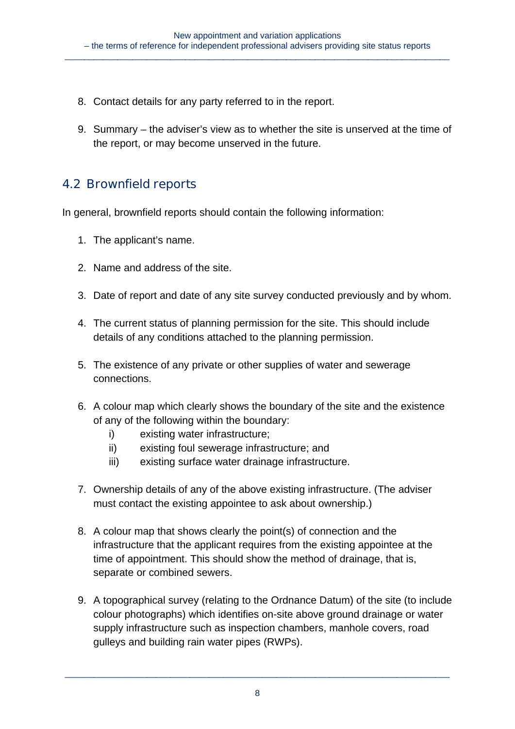8. Contact details for any party referred to in the report.

9. Summary – the adviser's view as to whether the site is unserved at the time of the report, or may become unserved in the future.

## 4.2 Brownfield reports

In general, brownfield reports should contain the following information:

1. The applicant's name.

2. Name and address of the site.

3. Date of report and date of any site survey conducted previously and by whom.

4. The current status of planning permission for the site. This should include details of any conditions attached to the planning permission.

5. The existence of any private or other supplies of water and sewerage connections.

6. A colour map which clearly shows the boundary of the site and the existence of any of the following within the boundary:
   i) existing water infrastructure;
   ii) existing foul sewerage infrastructure; and
   iii) existing surface water drainage infrastructure.

7. Ownership details of any of the above existing infrastructure. (The adviser must contact the existing appointee to ask about ownership.)

8. A colour map that shows clearly the point(s) of connection and the infrastructure that the applicant requires from the existing appointee at the time of appointment. This should show the method of drainage, that is, separate or combined sewers.

9. A topographical survey (relating to the Ordnance Datum) of the site (to include colour photographs) which identifies on-site above ground drainage or water supply infrastructure such as inspection chambers, manhole covers, road gulleys and building rain water pipes (RWPs).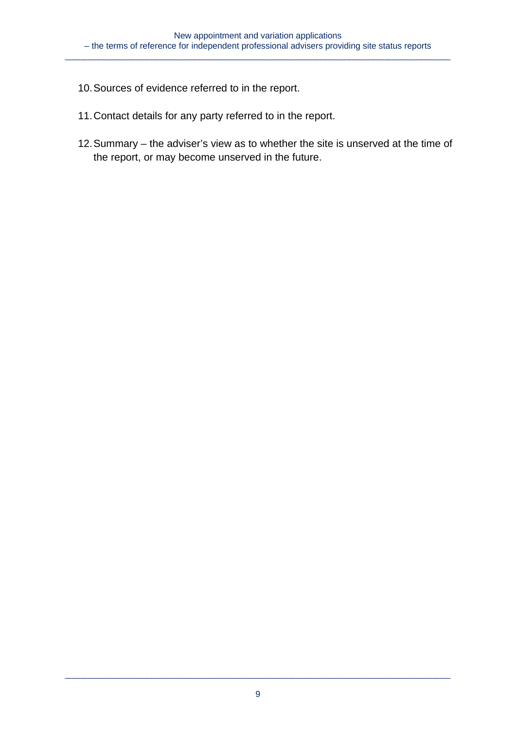10. Sources of evidence referred to in the report.

11. Contact details for any party referred to in the report.

12. Summary – the adviser's view as to whether the site is unserved at the time of the report, or may become unserved in the future.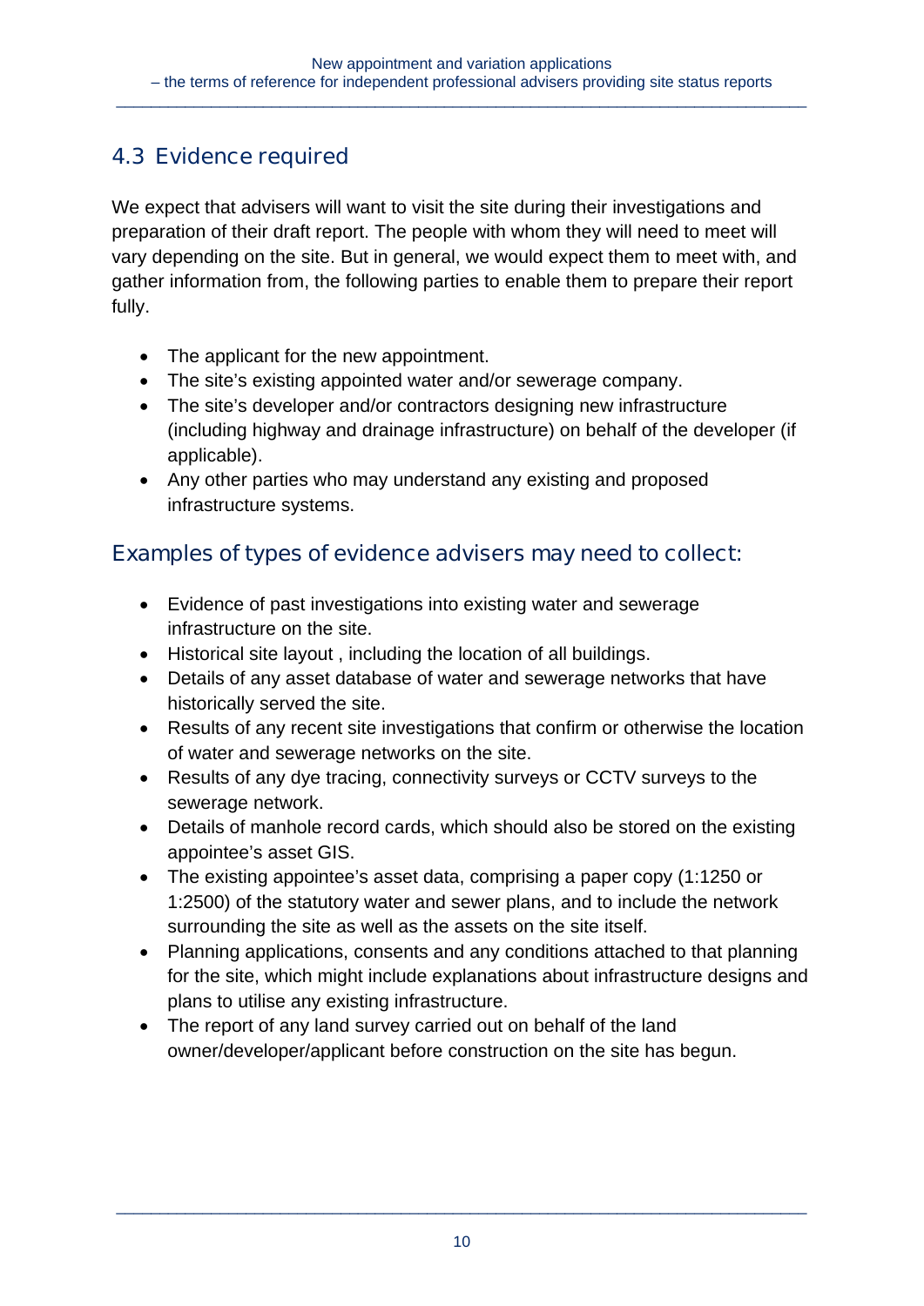## 4.3 Evidence required

We expect that advisers will want to visit the site during their investigations and preparation of their draft report. The people with whom they will need to meet will vary depending on the site. But in general, we would expect them to meet with, and gather information from, the following parties to enable them to prepare their report fully.

- The applicant for the new appointment.
- The site's existing appointed water and/or sewerage company.
- The site's developer and/or contractors designing new infrastructure (including highway and drainage infrastructure) on behalf of the developer (if applicable).
- Any other parties who may understand any existing and proposed infrastructure systems.

### Examples of types of evidence advisers may need to collect:

- Evidence of past investigations into existing water and sewerage infrastructure on the site.
- Historical site layout , including the location of all buildings.
- Details of any asset database of water and sewerage networks that have historically served the site.
- Results of any recent site investigations that confirm or otherwise the location of water and sewerage networks on the site.
- Results of any dye tracing, connectivity surveys or CCTV surveys to the sewerage network.
- Details of manhole record cards, which should also be stored on the existing appointee's asset GIS.
- The existing appointee's asset data, comprising a paper copy (1:1250 or 1:2500) of the statutory water and sewer plans, and to include the network surrounding the site as well as the assets on the site itself.
- Planning applications, consents and any conditions attached to that planning for the site, which might include explanations about infrastructure designs and plans to utilise any existing infrastructure.
- The report of any land survey carried out on behalf of the land owner/developer/applicant before construction on the site has begun.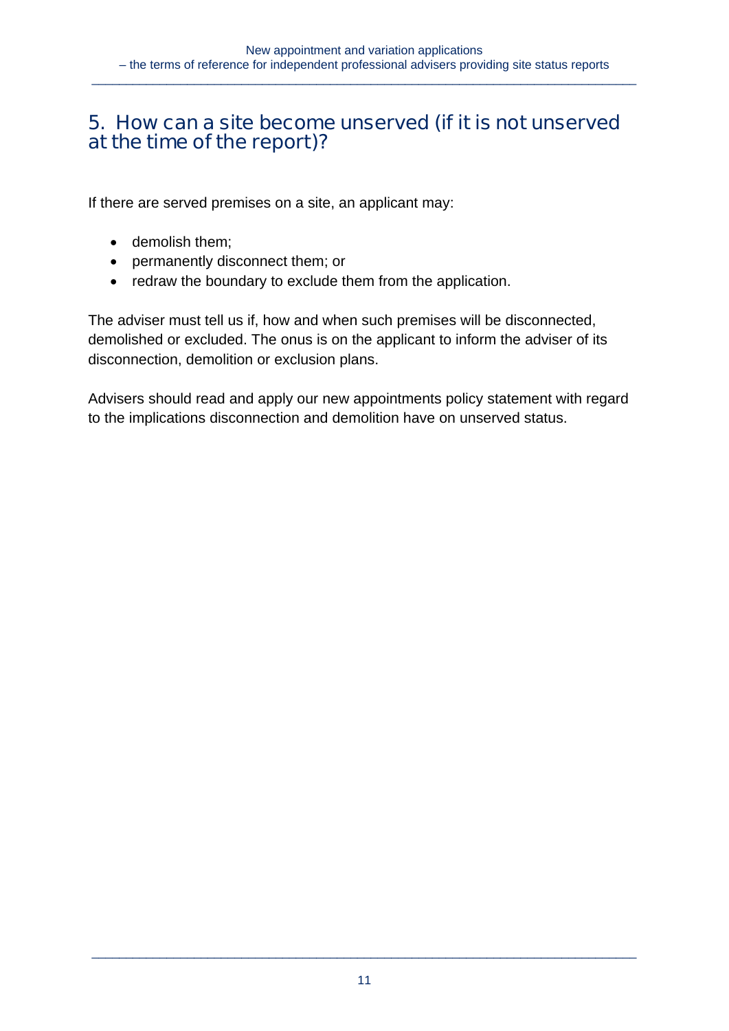## 5. How can a site become unserved (if it is not unserved at the time of the report)?

If there are served premises on a site, an applicant may:

- demolish them;
- permanently disconnect them; or
- redraw the boundary to exclude them from the application.

The adviser must tell us if, how and when such premises will be disconnected, demolished or excluded. The onus is on the applicant to inform the adviser of its disconnection, demolition or exclusion plans.

Advisers should read and apply our new appointments policy statement with regard to the implications disconnection and demolition have on unserved status.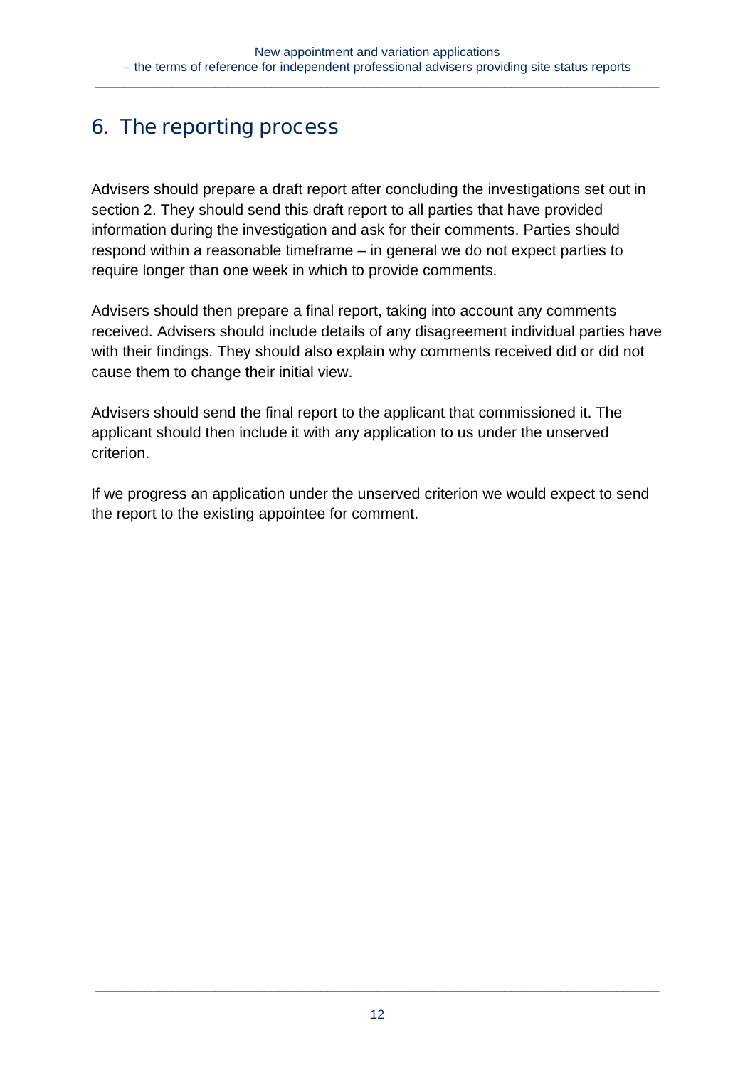## 6. The reporting process

Advisers should prepare a draft report after concluding the investigations set out in section 2. They should send this draft report to all parties that have provided information during the investigation and ask for their comments. Parties should respond within a reasonable timeframe – in general we do not expect parties to require longer than one week in which to provide comments.

Advisers should then prepare a final report, taking into account any comments received. Advisers should include details of any disagreement individual parties have with their findings. They should also explain why comments received did or did not cause them to change their initial view.

Advisers should send the final report to the applicant that commissioned it. The applicant should then include it with any application to us under the unserved criterion.

If we progress an application under the unserved criterion we would expect to send the report to the existing appointee for comment.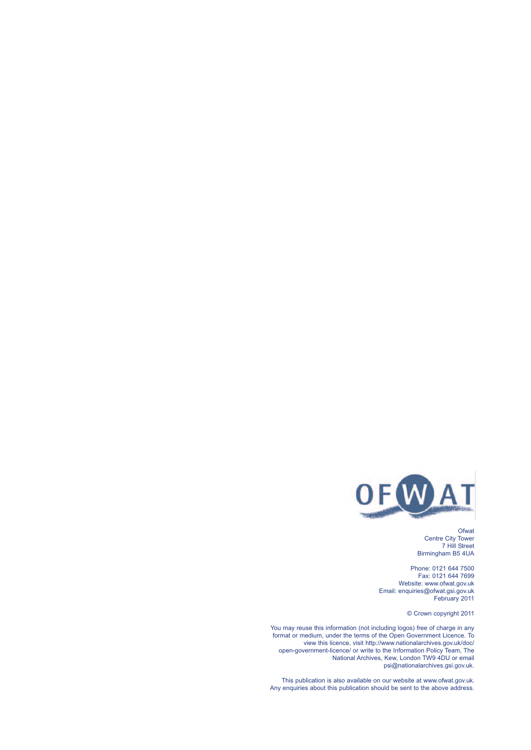Ofwat
Centre City Tower
7 Hill Street
Birmingham B5 4UA

Phone: 0121 644 7500
Fax: 0121 644 7699
Website: www.ofwat.gov.uk
Email: enquiries@ofwat.gsi.gov.uk
February 2011

© Crown copyright 2011

You may reuse this information (not including logos) free of charge in any format or medium, under the terms of the Open Government Licence. To view this licence, visit http://www.nationalarchives.gov.uk/doc/open-government-licence/ or write to the Information Policy Team, The National Archives, Kew, London TW9 4DU or email psi@nationalarchives.gsi.gov.uk.

This publication is also available on our website at www.ofwat.gov.uk.
Any enquiries about this publication should be sent to the above address.